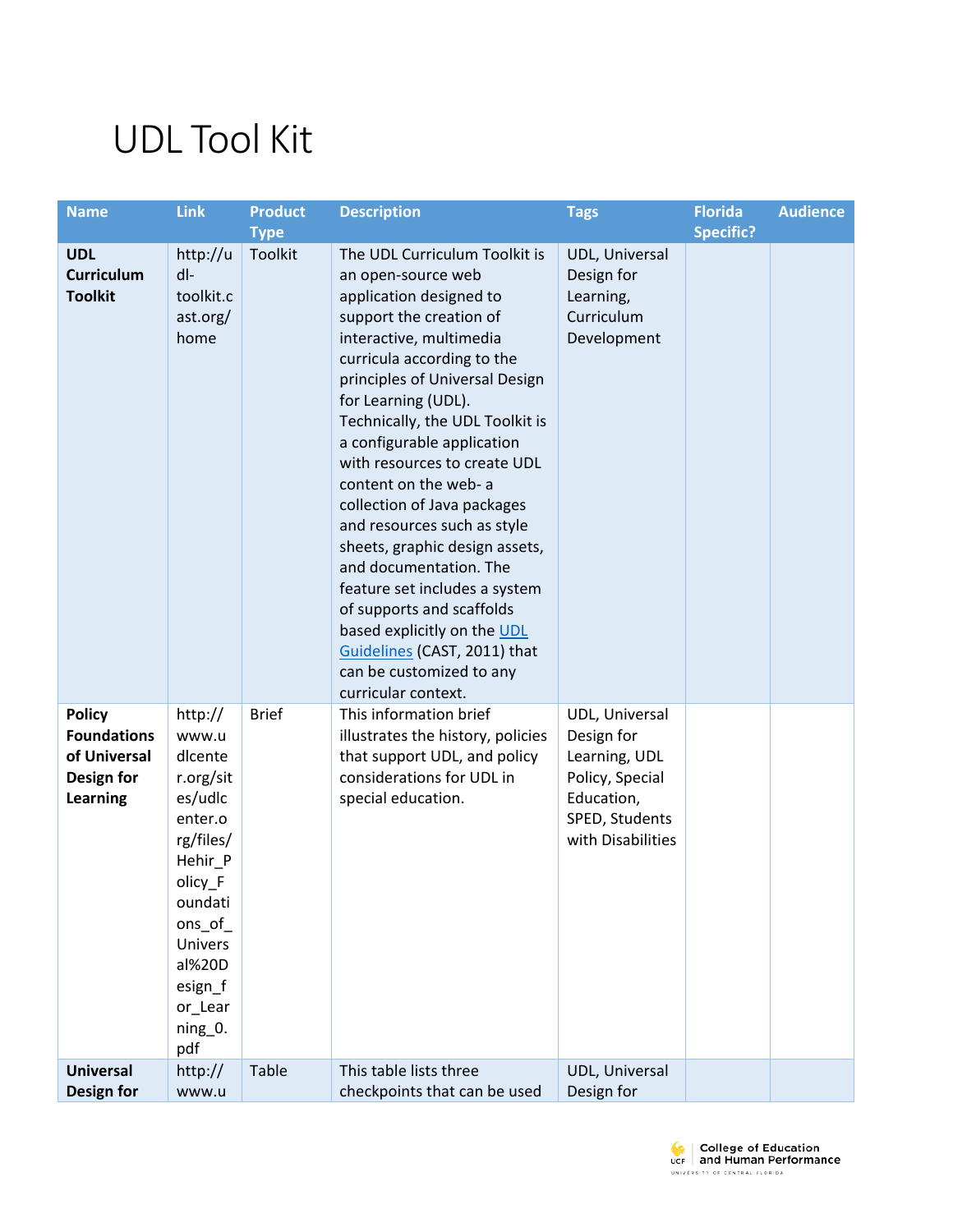# UDL Tool Kit

| Name | Link | Product Type | Description | Tags | Florida Specific? | Audience |
|---|---|---|---|---|---|---|
| **UDL Curriculum Toolkit** | http://udl-toolkit.cast.org/home | Toolkit | The UDL Curriculum Toolkit is an open-source web application designed to support the creation of interactive, multimedia curricula according to the principles of Universal Design for Learning (UDL). Technically, the UDL Toolkit is a configurable application with resources to create UDL content on the web- a collection of Java packages and resources such as style sheets, graphic design assets, and documentation. The feature set includes a system of supports and scaffolds based explicitly on the UDL Guidelines (CAST, 2011) that can be customized to any curricular context. | UDL, Universal Design for Learning, Curriculum Development | | |
| **Policy Foundations of Universal Design for Learning** | http://www.udlcenter.org/sites/udlcenter.org/files/Hehir_Policy_Foundations_of_Universal%20Design_for_Learning_0.pdf | Brief | This information brief illustrates the history, policies that support UDL, and policy considerations for UDL in special education. | UDL, Universal Design for Learning, UDL Policy, Special Education, SPED, Students with Disabilities | | |
| **Universal Design for** | http://www.u | Table | This table lists three checkpoints that can be used | UDL, Universal Design for | | |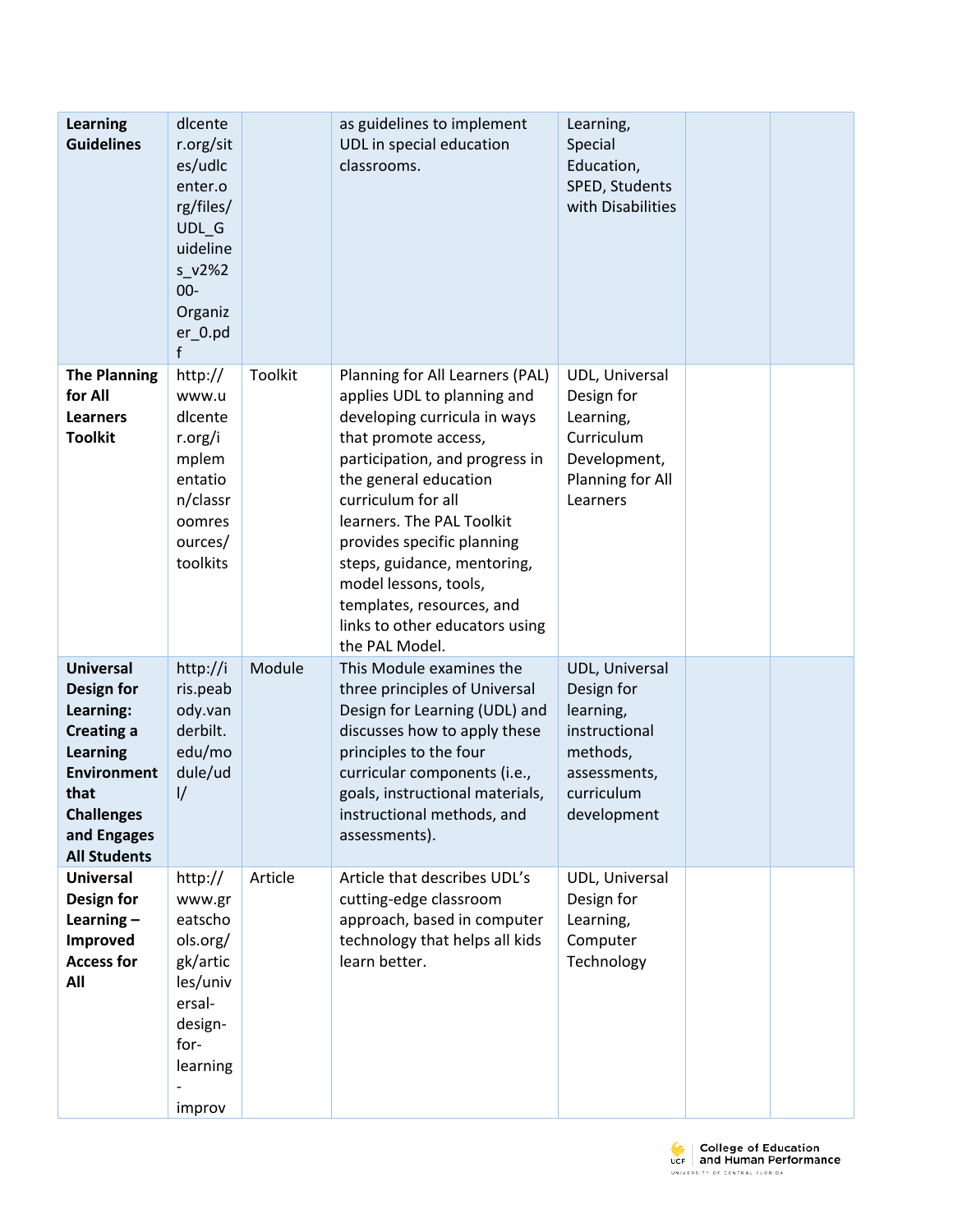| | | | | | | |
|---|---|---|---|---|---|---|
| **Learning Guidelines** | dlcenter.org/sites/udlcenter.org/files/UDL_Guidelines_v2%200-Organizer_0.pdf | | as guidelines to implement UDL in special education classrooms. | Learning, Special Education, SPED, Students with Disabilities | | |
| **The Planning for All Learners Toolkit** | http://www.udlcenter.org/implementation/classroomresources/toolkits | Toolkit | Planning for All Learners (PAL) applies UDL to planning and developing curricula in ways that promote access, participation, and progress in the general education curriculum for all learners. The PAL Toolkit provides specific planning steps, guidance, mentoring, model lessons, tools, templates, resources, and links to other educators using the PAL Model. | UDL, Universal Design for Learning, Curriculum Development, Planning for All Learners | | |
| **Universal Design for Learning: Creating a Learning Environment that Challenges and Engages All Students** | http://iris.peabody.vanderbilt.edu/module/udl/ | Module | This Module examines the three principles of Universal Design for Learning (UDL) and discusses how to apply these principles to the four curricular components (i.e., goals, instructional materials, instructional methods, and assessments). | UDL, Universal Design for learning, instructional methods, assessments, curriculum development | | |
| **Universal Design for Learning – Improved Access for All** | http://www.greatschools.org/gk/articles/universal-design-for-learning-improv | Article | Article that describes UDL's cutting-edge classroom approach, based in computer technology that helps all kids learn better. | UDL, Universal Design for Learning, Computer Technology | | |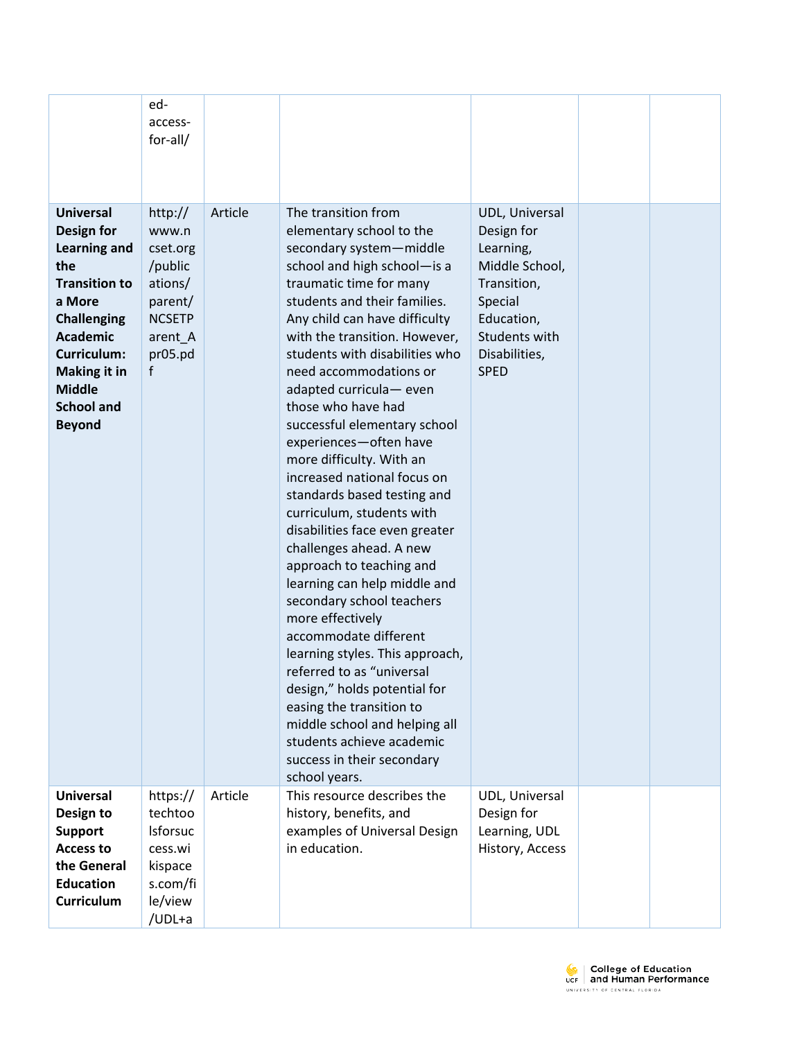| | | | | | | |
|---|---|---|---|---|---|---|
| | ed-access-for-all/ | | | | | |
| **Universal Design for Learning and the Transition to a More Challenging Academic Curriculum: Making it in Middle School and Beyond** | http://www.ncset.org/publications/parent/NCSETParent_Apr05.pdf | Article | The transition from elementary school to the secondary system—middle school and high school—is a traumatic time for many students and their families. Any child can have difficulty with the transition. However, students with disabilities who need accommodations or adapted curricula— even those who have had successful elementary school experiences—often have more difficulty. With an increased national focus on standards based testing and curriculum, students with disabilities face even greater challenges ahead. A new approach to teaching and learning can help middle and secondary school teachers more effectively accommodate different learning styles. This approach, referred to as "universal design," holds potential for easing the transition to middle school and helping all students achieve academic success in their secondary school years. | UDL, Universal Design for Learning, Middle School, Transition, Special Education, Students with Disabilities, SPED | | |
| **Universal Design to Support Access to the General Education Curriculum** | https://techtoolsforsuccess.wikispaces.com/file/view/UDL+a | Article | This resource describes the history, benefits, and examples of Universal Design in education. | UDL, Universal Design for Learning, UDL History, Access | | |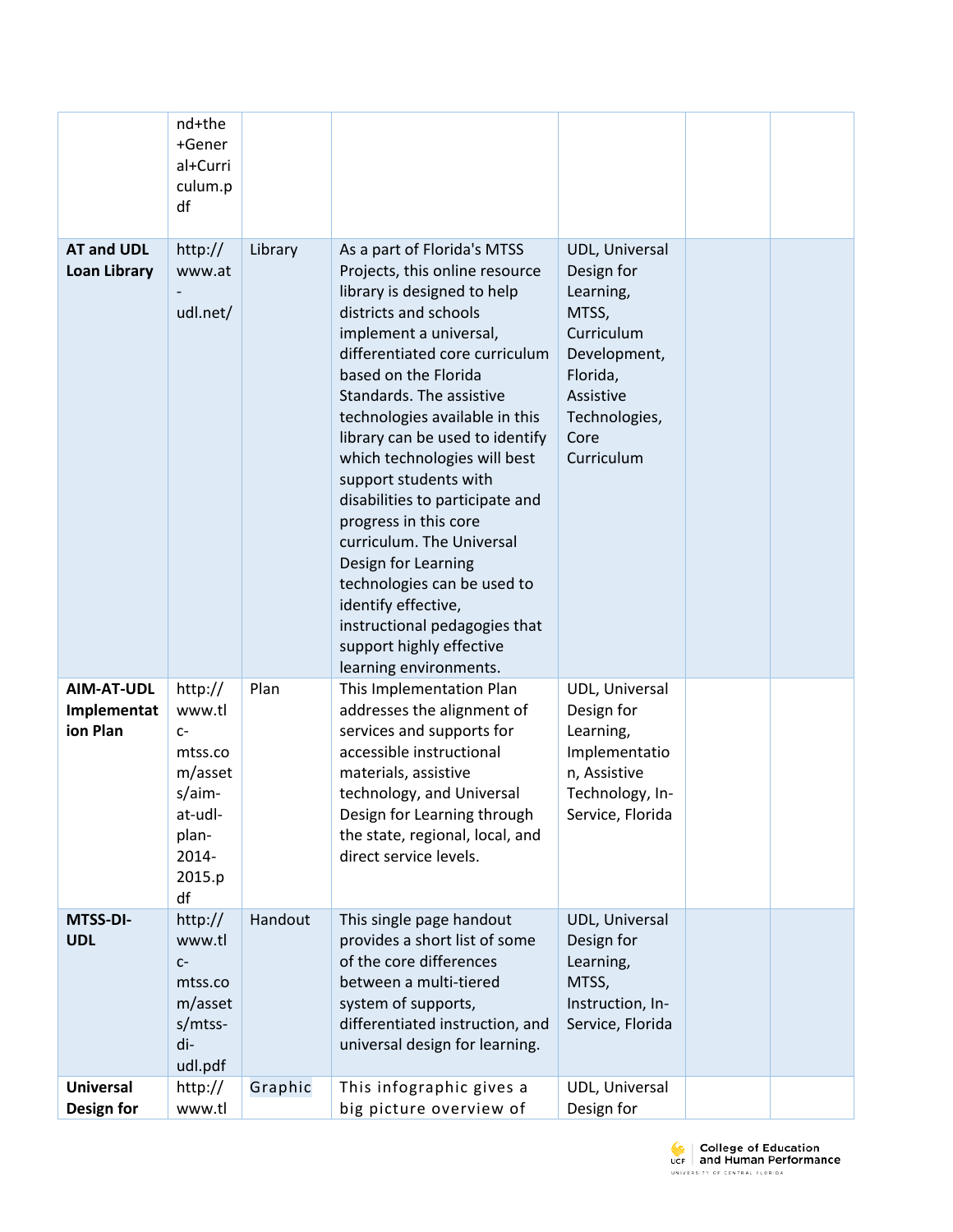| | | | | | | |
|---|---|---|---|---|---|---|
| | nd+the+General+Curriculum.pdf | | | | | |
| **AT and UDL Loan Library** | http://www.at-udl.net/ | Library | As a part of Florida's MTSS Projects, this online resource library is designed to help districts and schools implement a universal, differentiated core curriculum based on the Florida Standards. The assistive technologies available in this library can be used to identify which technologies will best support students with disabilities to participate and progress in this core curriculum. The Universal Design for Learning technologies can be used to identify effective, instructional pedagogies that support highly effective learning environments. | UDL, Universal Design for Learning, MTSS, Curriculum Development, Florida, Assistive Technologies, Core Curriculum | | |
| **AIM-AT-UDL Implementation Plan** | http://www.tlc-mtss.com/assets/aim-at-udl-plan-2014-2015.pdf | Plan | This Implementation Plan addresses the alignment of services and supports for accessible instructional materials, assistive technology, and Universal Design for Learning through the state, regional, local, and direct service levels. | UDL, Universal Design for Learning, Implementation, Assistive Technology, In-Service, Florida | | |
| **MTSS-DI-UDL** | http://www.tlc-mtss.com/assets/mtss-di-udl.pdf | Handout | This single page handout provides a short list of some of the core differences between a multi-tiered system of supports, differentiated instruction, and universal design for learning. | UDL, Universal Design for Learning, MTSS, Instruction, In-Service, Florida | | |
| **Universal Design for** | http://www.tl | Graphic | This infographic gives a big picture overview of | UDL, Universal Design for | | |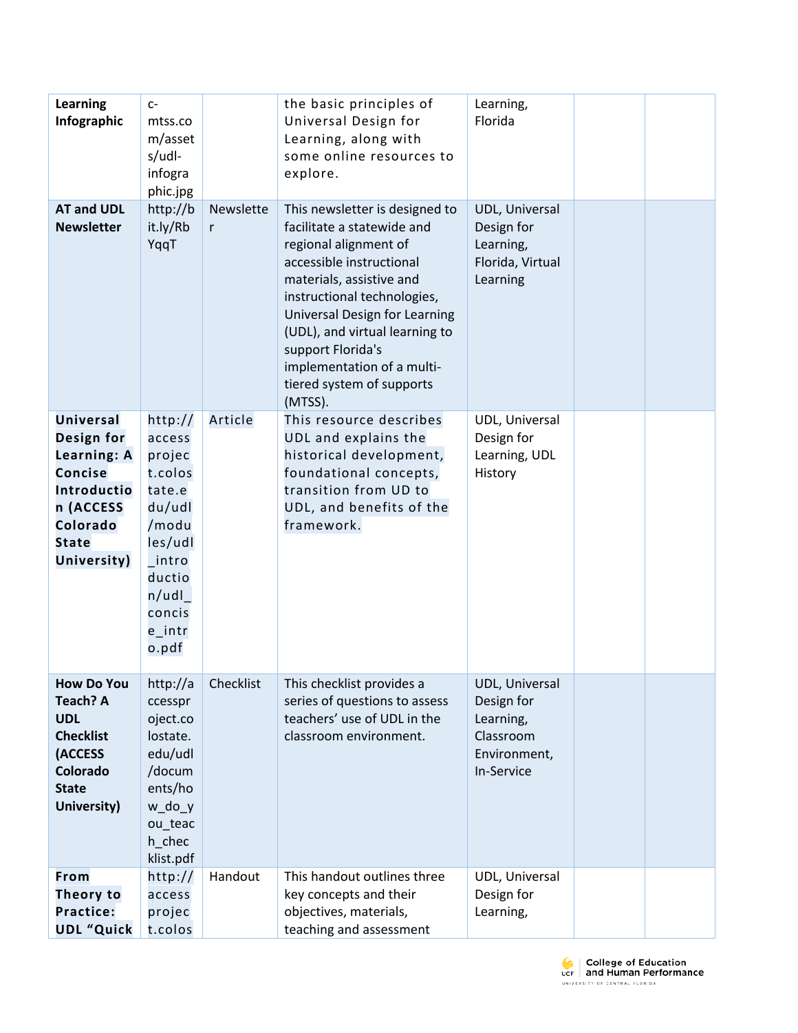| | | | | | | |
|---|---|---|---|---|---|---|
| **Learning Infographic** | c-mtss.com/assets/udl-infographic.jpg | | the basic principles of Universal Design for Learning, along with some online resources to explore. | Learning, Florida | | |
| **AT and UDL Newsletter** | http://bit.ly/RbYqqT | Newsletter | This newsletter is designed to facilitate a statewide and regional alignment of accessible instructional materials, assistive and instructional technologies, Universal Design for Learning (UDL), and virtual learning to support Florida's implementation of a multi-tiered system of supports (MTSS). | UDL, Universal Design for Learning, Florida, Virtual Learning | | |
| **Universal Design for Learning: A Concise Introduction (ACCESS Colorado State University)** | http://accessproject.colostate.edu/udl/modules/udl_introduction/udl_concise_intro.pdf | Article | This resource describes UDL and explains the historical development, foundational concepts, transition from UD to UDL, and benefits of the framework. | UDL, Universal Design for Learning, UDL History | | |
| **How Do You Teach? A UDL Checklist (ACCESS Colorado State University)** | http://accessproject.colostate.edu/udl/documents/how_do_you_teach_checklist.pdf | Checklist | This checklist provides a series of questions to assess teachers' use of UDL in the classroom environment. | UDL, Universal Design for Learning, Classroom Environment, In-Service | | |
| **From Theory to Practice: UDL "Quick** | http://accessproject.colos | Handout | This handout outlines three key concepts and their objectives, materials, teaching and assessment | UDL, Universal Design for Learning, | | |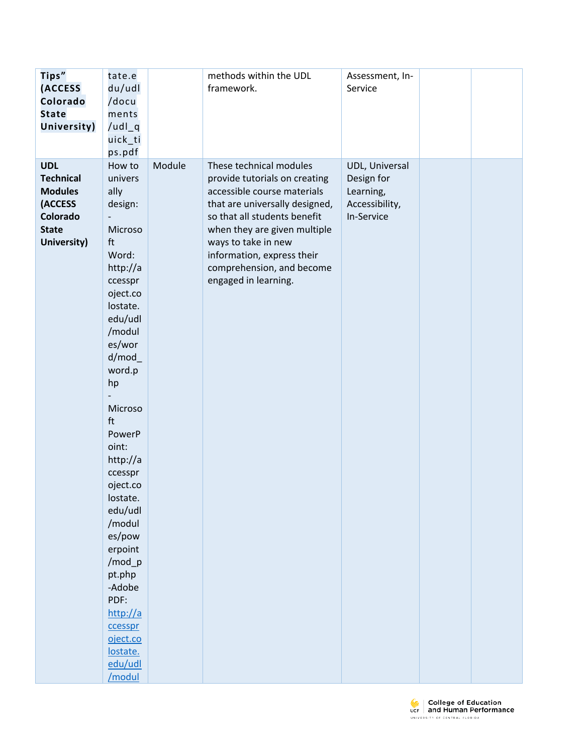| | | | | | | |
|---|---|---|---|---|---|---|
| **Tips" (ACCESS Colorado State University)** | tate.edu/udl/documents/udl_quick_tips.pdf | | methods within the UDL framework. | Assessment, In-Service | | |
| **UDL Technical Modules (ACCESS Colorado State University)** | How to universally design: - Microsoft Word: http://accessproject.colostate.edu/udl/modules/word/mod_word.php - Microsoft PowerPoint: http://accessproject.colostate.edu/udl/modules/powerpoint/mod_ppt.php -Adobe PDF: http://accessproject.colostate.edu/udl/modul | Module | These technical modules provide tutorials on creating accessible course materials that are universally designed, so that all students benefit when they are given multiple ways to take in new information, express their comprehension, and become engaged in learning. | UDL, Universal Design for Learning, Accessibility, In-Service | | |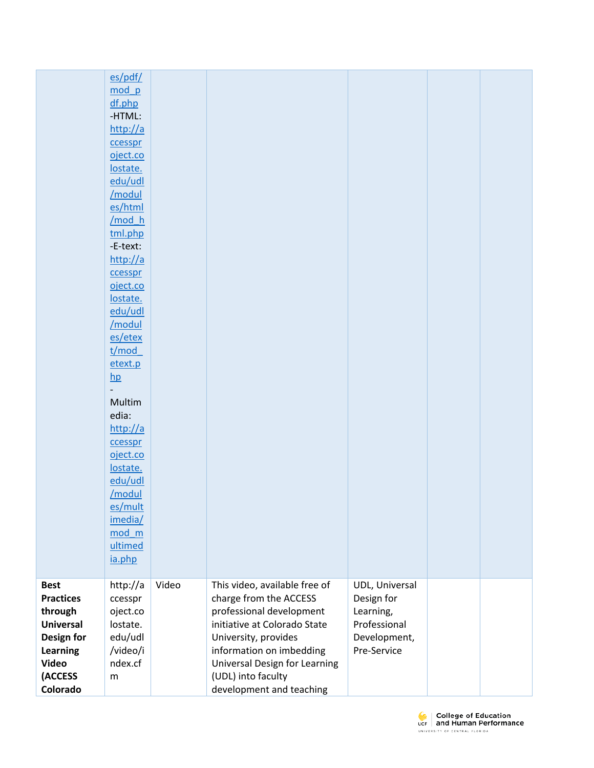| | | | | | | |
|---|---|---|---|---|---|---|
| | es/pdf/mod_pdf.php -HTML: http://accessproject.colostate.edu/udl/modules/html/mod_html.php -E-text: http://accessproject.colostate.edu/udl/modules/etext/mod_etext.php - Multimedia: http://accessproject.colostate.edu/udl/modules/multimedia/mod_multimedia.php | | | | | |
| **Best Practices through Universal Design for Learning Video (ACCESS Colorado** | http://accessproject.colostate.edu/udl/video/index.cfm | Video | This video, available free of charge from the ACCESS professional development initiative at Colorado State University, provides information on imbedding Universal Design for Learning (UDL) into faculty development and teaching | UDL, Universal Design for Learning, Professional Development, Pre-Service | | |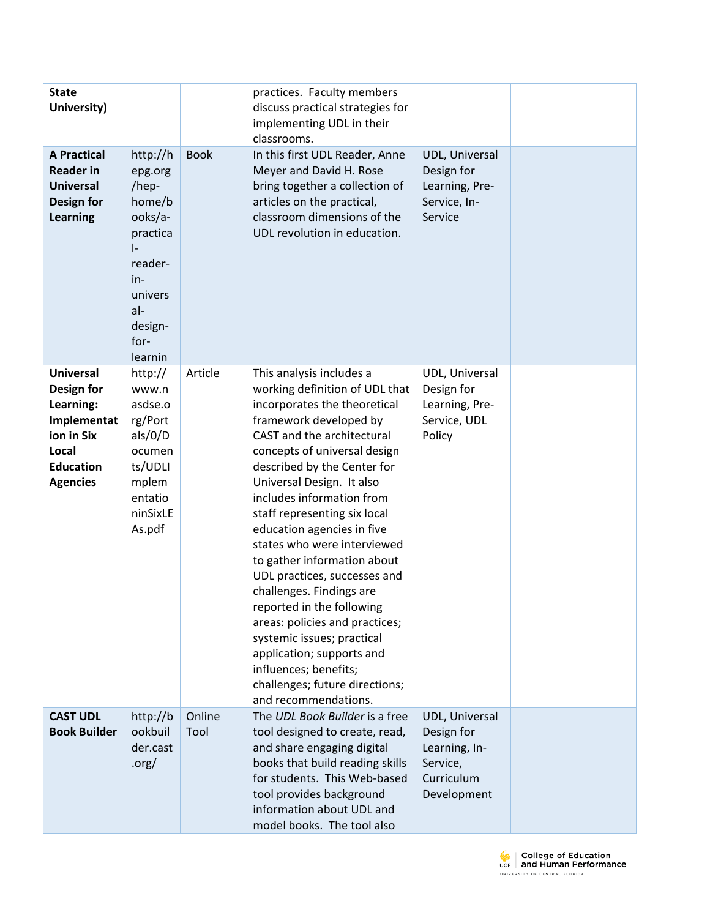| | | | | | | |
|---|---|---|---|---|---|---|
| **State University)** | | | practices. Faculty members discuss practical strategies for implementing UDL in their classrooms. | | | |
| **A Practical Reader in Universal Design for Learning** | http://hepg.org/hep-home/books/a-practical-reader-in-universal-design-for-learnin | Book | In this first UDL Reader, Anne Meyer and David H. Rose bring together a collection of articles on the practical, classroom dimensions of the UDL revolution in education. | UDL, Universal Design for Learning, Pre-Service, In-Service | | |
| **Universal Design for Learning: Implementation in Six Local Education Agencies** | http://www.nasdse.org/Portals/0/Documents/UDLImplementationinSixLEAs.pdf | Article | This analysis includes a working definition of UDL that incorporates the theoretical framework developed by CAST and the architectural concepts of universal design described by the Center for Universal Design. It also includes information from staff representing six local education agencies in five states who were interviewed to gather information about UDL practices, successes and challenges. Findings are reported in the following areas: policies and practices; systemic issues; practical application; supports and influences; benefits; challenges; future directions; and recommendations. | UDL, Universal Design for Learning, Pre-Service, UDL Policy | | |
| **CAST UDL Book Builder** | http://bookbuilder.cast.org/ | Online Tool | The *UDL Book Builder* is a free tool designed to create, read, and share engaging digital books that build reading skills for students. This Web-based tool provides background information about UDL and model books. The tool also | UDL, Universal Design for Learning, In-Service, Curriculum Development | | |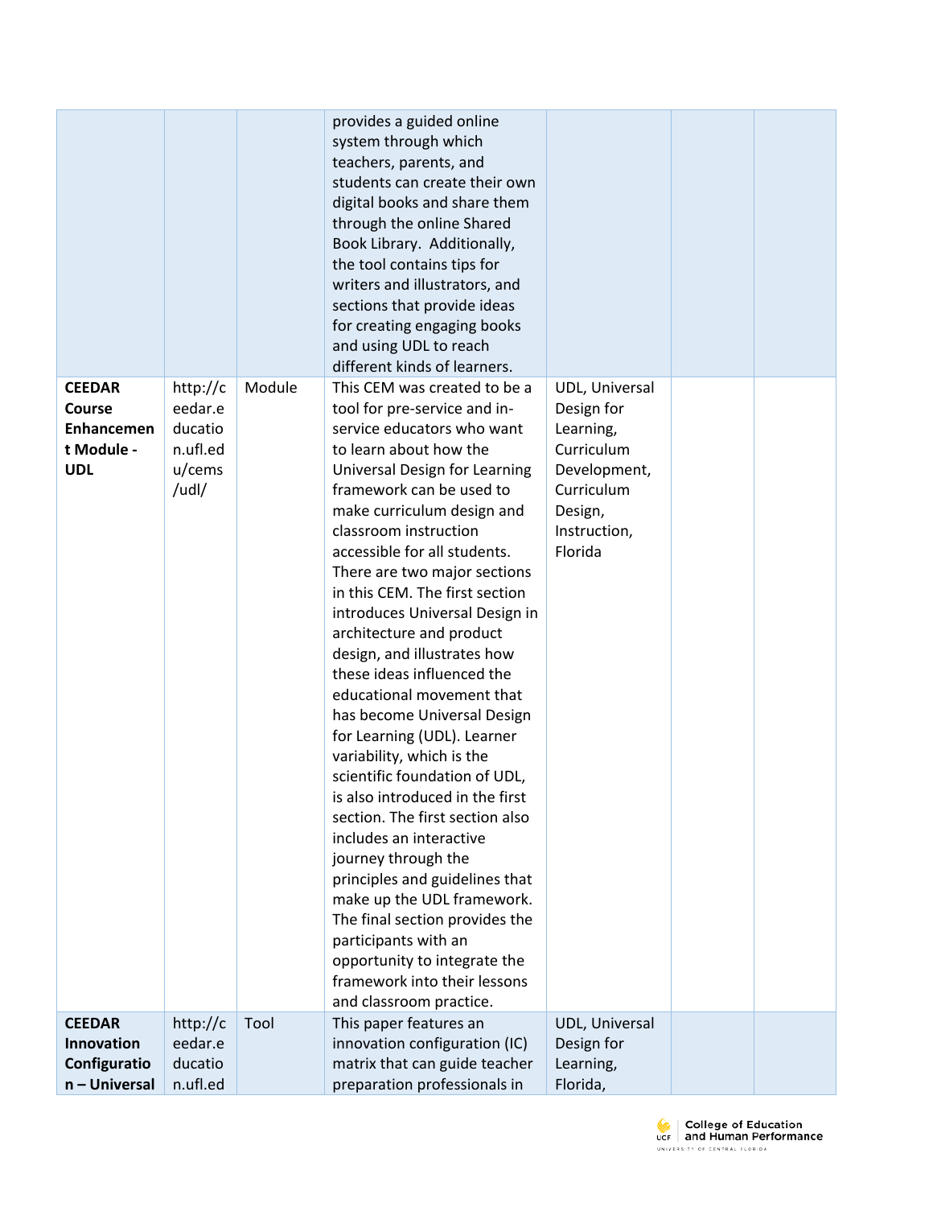| | | | | | | |
|---|---|---|---|---|---|---|
| | | | provides a guided online system through which teachers, parents, and students can create their own digital books and share them through the online Shared Book Library. Additionally, the tool contains tips for writers and illustrators, and sections that provide ideas for creating engaging books and using UDL to reach different kinds of learners. | | | |
| **CEEDAR Course Enhancement Module - UDL** | http://ceedar.education.ufl.edu/cems/udl/ | Module | This CEM was created to be a tool for pre-service and in-service educators who want to learn about how the Universal Design for Learning framework can be used to make curriculum design and classroom instruction accessible for all students. There are two major sections in this CEM. The first section introduces Universal Design in architecture and product design, and illustrates how these ideas influenced the educational movement that has become Universal Design for Learning (UDL). Learner variability, which is the scientific foundation of UDL, is also introduced in the first section. The first section also includes an interactive journey through the principles and guidelines that make up the UDL framework. The final section provides the participants with an opportunity to integrate the framework into their lessons and classroom practice. | UDL, Universal Design for Learning, Curriculum Development, Curriculum Design, Instruction, Florida | | |
| **CEEDAR Innovation Configuration – Universal** | http://ceedar.education.ufl.ed | Tool | This paper features an innovation configuration (IC) matrix that can guide teacher preparation professionals in | UDL, Universal Design for Learning, Florida, | | |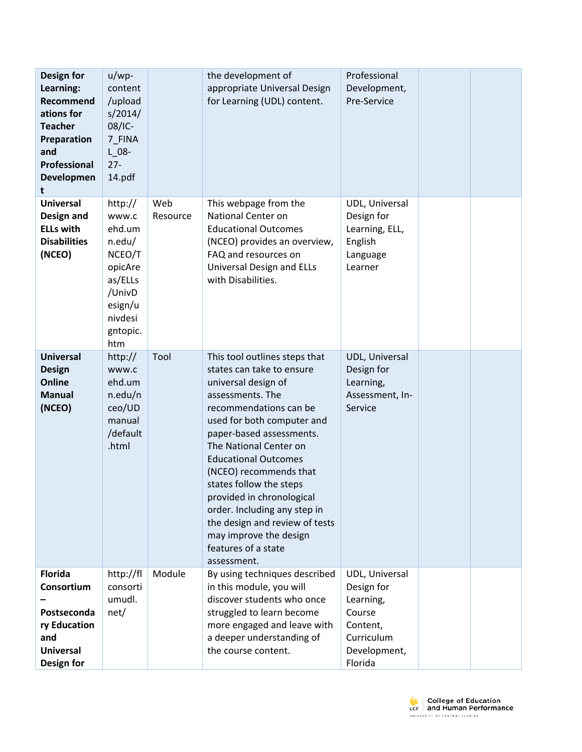| | | | | | | |
|---|---|---|---|---|---|---|
| **Design for Learning: Recommendations for Teacher Preparation and Professional Development** | u/wp-content/uploads/2014/08/IC-7_FINAL_08-27-14.pdf | | the development of appropriate Universal Design for Learning (UDL) content. | Professional Development, Pre-Service | | |
| **Universal Design and ELLs with Disabilities (NCEO)** | http://www.cehd.umn.edu/NCEO/TopicAreas/ELLs/UnivDesign/univdesigntopic.htm | Web Resource | This webpage from the National Center on Educational Outcomes (NCEO) provides an overview, FAQ and resources on Universal Design and ELLs with Disabilities. | UDL, Universal Design for Learning, ELL, English Language Learner | | |
| **Universal Design Online Manual (NCEO)** | http://www.cehd.umn.edu/nceo/UDmanual/default.html | Tool | This tool outlines steps that states can take to ensure universal design of assessments. The recommendations can be used for both computer and paper-based assessments. The National Center on Educational Outcomes (NCEO) recommends that states follow the steps provided in chronological order. Including any step in the design and review of tests may improve the design features of a state assessment. | UDL, Universal Design for Learning, Assessment, In-Service | | |
| **Florida Consortium – Postsecondary Education and Universal Design for** | http://flconsortiumudl.net/ | Module | By using techniques described in this module, you will discover students who once struggled to learn become more engaged and leave with a deeper understanding of the course content. | UDL, Universal Design for Learning, Course Content, Curriculum Development, Florida | | |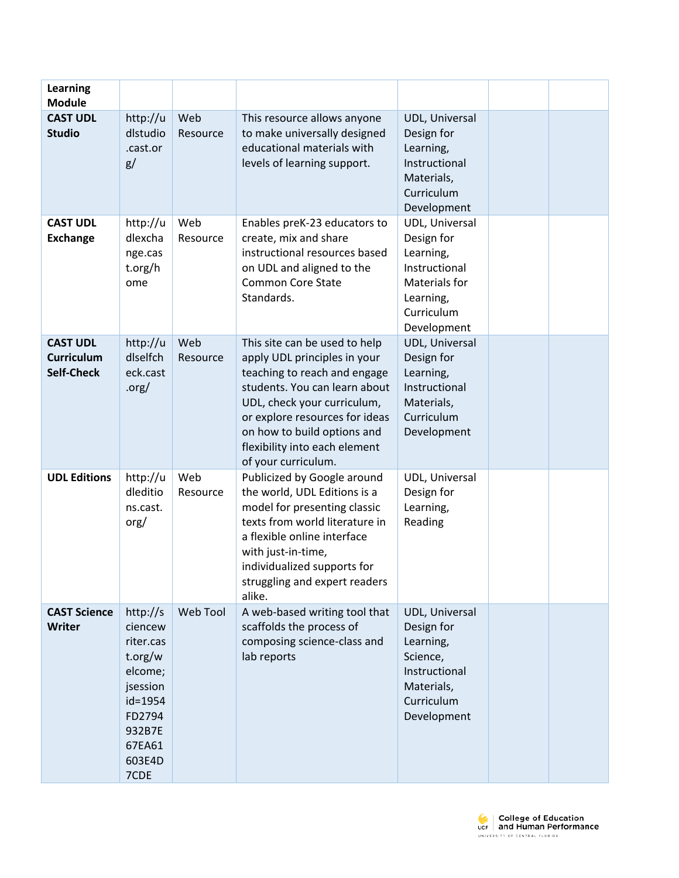| | | | | | | |
|---|---|---|---|---|---|---|
| **Learning Module** | | | | | | |
| **CAST UDL Studio** | http://udlstudio.cast.org/ | Web Resource | This resource allows anyone to make universally designed educational materials with levels of learning support. | UDL, Universal Design for Learning, Instructional Materials, Curriculum Development | | |
| **CAST UDL Exchange** | http://udlexchange.cast.org/home | Web Resource | Enables preK-23 educators to create, mix and share instructional resources based on UDL and aligned to the Common Core State Standards. | UDL, Universal Design for Learning, Instructional Materials for Learning, Curriculum Development | | |
| **CAST UDL Curriculum Self-Check** | http://udlselfcheck.cast.org/ | Web Resource | This site can be used to help apply UDL principles in your teaching to reach and engage students. You can learn about UDL, check your curriculum, or explore resources for ideas on how to build options and flexibility into each element of your curriculum. | UDL, Universal Design for Learning, Instructional Materials, Curriculum Development | | |
| **UDL Editions** | http://udleditions.cast.org/ | Web Resource | Publicized by Google around the world, UDL Editions is a model for presenting classic texts from world literature in a flexible online interface with just-in-time, individualized supports for struggling and expert readers alike. | UDL, Universal Design for Learning, Reading | | |
| **CAST Science Writer** | http://sciencewriter.cast.org/welcome;jsessionid=1954FD2794932B7E67EA61603E4D7CDE | Web Tool | A web-based writing tool that scaffolds the process of composing science-class and lab reports | UDL, Universal Design for Learning, Science, Instructional Materials, Curriculum Development | | |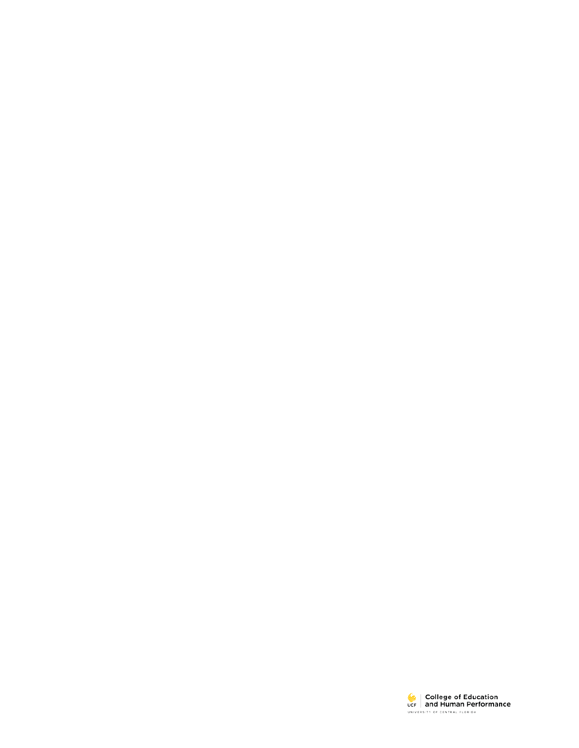UCF | College of Education and Human Performance

UNIVERSITY OF CENTRAL FLORIDA